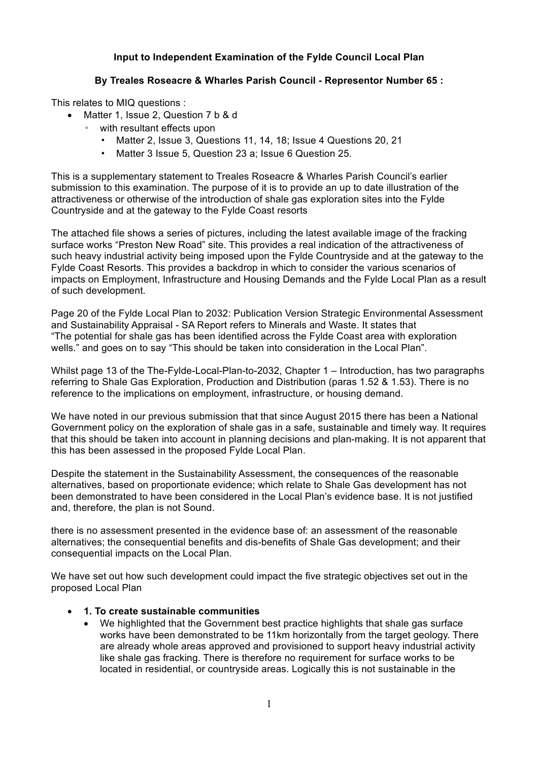**Input to Independent Examination of the Fylde Council Local Plan**

**By Treales Roseacre & Wharles Parish Council - Representor Number 65 :**

This relates to MIQ questions :

- Matter 1, Issue 2, Question 7 b & d
  - with resultant effects upon
    - Matter 2, Issue 3, Questions 11, 14, 18; Issue 4 Questions 20, 21
    - Matter 3 Issue 5, Question 23 a; Issue 6 Question 25.

This is a supplementary statement to Treales Roseacre & Wharles Parish Council's earlier submission to this examination. The purpose of it is to provide an up to date illustration of the attractiveness or otherwise of the introduction of shale gas exploration sites into the Fylde Countryside and at the gateway to the Fylde Coast resorts

The attached file shows a series of pictures, including the latest available image of the fracking surface works "Preston New Road" site. This provides a real indication of the attractiveness of such heavy industrial activity being imposed upon the Fylde Countryside and at the gateway to the Fylde Coast Resorts. This provides a backdrop in which to consider the various scenarios of impacts on Employment, Infrastructure and Housing Demands and the Fylde Local Plan as a result of such development.

Page 20 of the Fylde Local Plan to 2032: Publication Version Strategic Environmental Assessment and Sustainability Appraisal - SA Report refers to Minerals and Waste. It states that "The potential for shale gas has been identified across the Fylde Coast area with exploration wells." and goes on to say "This should be taken into consideration in the Local Plan".

Whilst page 13 of the The-Fylde-Local-Plan-to-2032, Chapter 1 – Introduction, has two paragraphs referring to Shale Gas Exploration, Production and Distribution (paras 1.52 & 1.53). There is no reference to the implications on employment, infrastructure, or housing demand.

We have noted in our previous submission that that since August 2015 there has been a National Government policy on the exploration of shale gas in a safe, sustainable and timely way. It requires that this should be taken into account in planning decisions and plan-making. It is not apparent that this has been assessed in the proposed Fylde Local Plan.

Despite the statement in the Sustainability Assessment, the consequences of the reasonable alternatives, based on proportionate evidence; which relate to Shale Gas development has not been demonstrated to have been considered in the Local Plan's evidence base. It is not justified and, therefore, the plan is not Sound.

there is no assessment presented in the evidence base of: an assessment of the reasonable alternatives; the consequential benefits and dis-benefits of Shale Gas development; and their consequential impacts on the Local Plan.

We have set out how such development could impact the five strategic objectives set out in the proposed Local Plan

- **1. To create sustainable communities**
  - We highlighted that the Government best practice highlights that shale gas surface works have been demonstrated to be 11km horizontally from the target geology. There are already whole areas approved and provisioned to support heavy industrial activity like shale gas fracking. There is therefore no requirement for surface works to be located in residential, or countryside areas. Logically this is not sustainable in the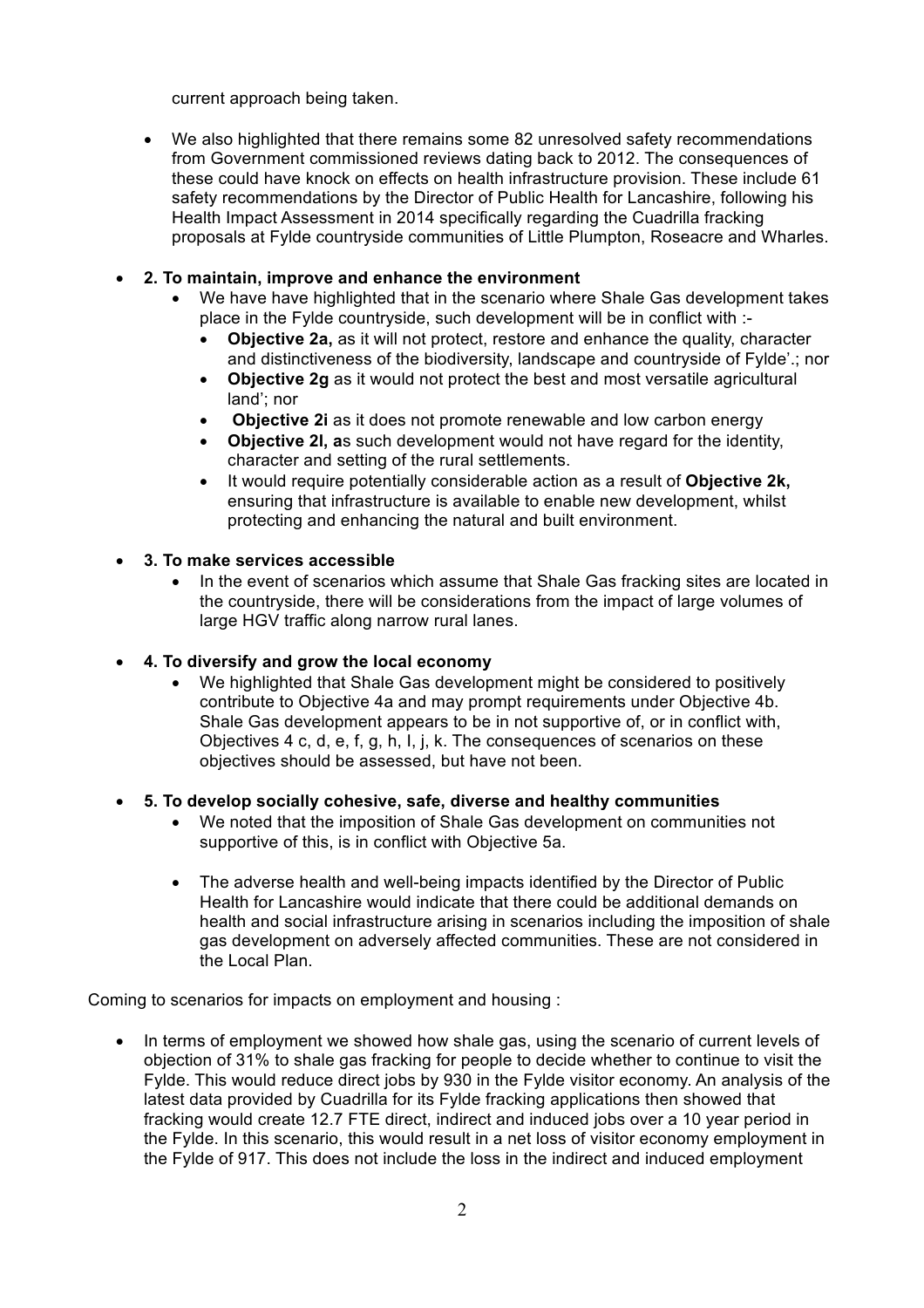current approach being taken.

- We also highlighted that there remains some 82 unresolved safety recommendations from Government commissioned reviews dating back to 2012. The consequences of these could have knock on effects on health infrastructure provision. These include 61 safety recommendations by the Director of Public Health for Lancashire, following his Health Impact Assessment in 2014 specifically regarding the Cuadrilla fracking proposals at Fylde countryside communities of Little Plumpton, Roseacre and Wharles.

- **2. To maintain, improve and enhance the environment**
  - We have have highlighted that in the scenario where Shale Gas development takes place in the Fylde countryside, such development will be in conflict with :-
    - **Objective 2a,** as it will not protect, restore and enhance the quality, character and distinctiveness of the biodiversity, landscape and countryside of Fylde'.; nor
    - **Objective 2g** as it would not protect the best and most versatile agricultural land'; nor
    - **Objective 2i** as it does not promote renewable and low carbon energy
    - **Objective 2l, a**s such development would not have regard for the identity, character and setting of the rural settlements.
    - It would require potentially considerable action as a result of **Objective 2k,** ensuring that infrastructure is available to enable new development, whilst protecting and enhancing the natural and built environment.

- **3. To make services accessible**
  - In the event of scenarios which assume that Shale Gas fracking sites are located in the countryside, there will be considerations from the impact of large volumes of large HGV traffic along narrow rural lanes.

- **4. To diversify and grow the local economy**
  - We highlighted that Shale Gas development might be considered to positively contribute to Objective 4a and may prompt requirements under Objective 4b. Shale Gas development appears to be in not supportive of, or in conflict with, Objectives 4 c, d, e, f, g, h, I, j, k. The consequences of scenarios on these objectives should be assessed, but have not been.

- **5. To develop socially cohesive, safe, diverse and healthy communities**
  - We noted that the imposition of Shale Gas development on communities not supportive of this, is in conflict with Objective 5a.
  - The adverse health and well-being impacts identified by the Director of Public Health for Lancashire would indicate that there could be additional demands on health and social infrastructure arising in scenarios including the imposition of shale gas development on adversely affected communities. These are not considered in the Local Plan.

Coming to scenarios for impacts on employment and housing :

- In terms of employment we showed how shale gas, using the scenario of current levels of objection of 31% to shale gas fracking for people to decide whether to continue to visit the Fylde. This would reduce direct jobs by 930 in the Fylde visitor economy. An analysis of the latest data provided by Cuadrilla for its Fylde fracking applications then showed that fracking would create 12.7 FTE direct, indirect and induced jobs over a 10 year period in the Fylde. In this scenario, this would result in a net loss of visitor economy employment in the Fylde of 917. This does not include the loss in the indirect and induced employment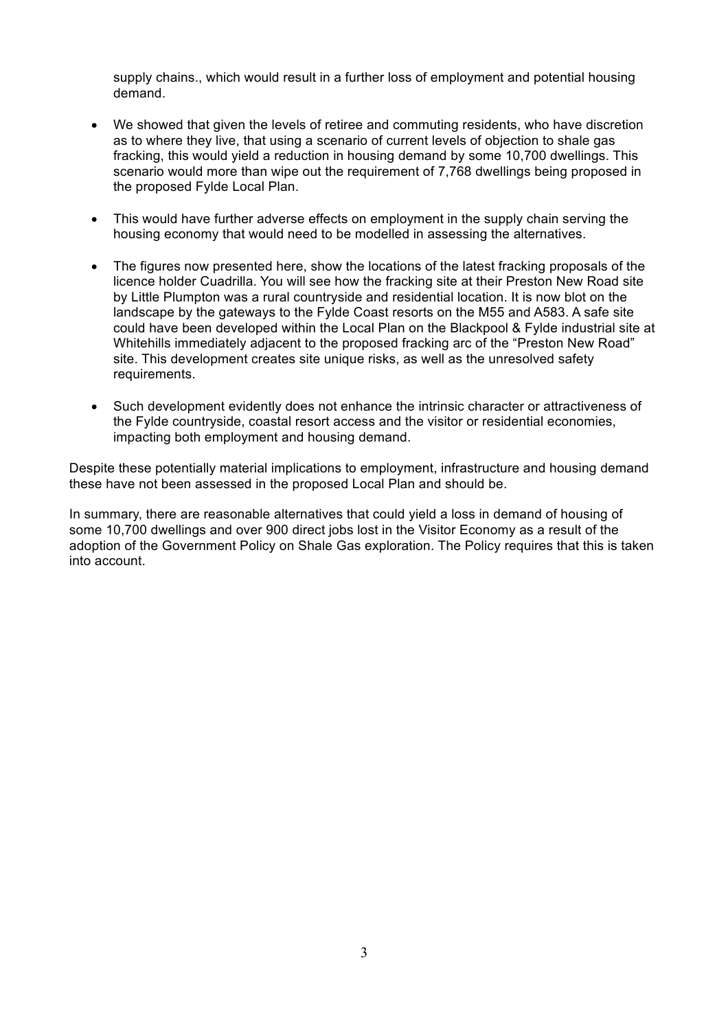supply chains., which would result in a further loss of employment and potential housing demand.

- We showed that given the levels of retiree and commuting residents, who have discretion as to where they live, that using a scenario of current levels of objection to shale gas fracking, this would yield a reduction in housing demand by some 10,700 dwellings. This scenario would more than wipe out the requirement of 7,768 dwellings being proposed in the proposed Fylde Local Plan.

- This would have further adverse effects on employment in the supply chain serving the housing economy that would need to be modelled in assessing the alternatives.

- The figures now presented here, show the locations of the latest fracking proposals of the licence holder Cuadrilla. You will see how the fracking site at their Preston New Road site by Little Plumpton was a rural countryside and residential location. It is now blot on the landscape by the gateways to the Fylde Coast resorts on the M55 and A583. A safe site could have been developed within the Local Plan on the Blackpool & Fylde industrial site at Whitehills immediately adjacent to the proposed fracking arc of the "Preston New Road" site. This development creates site unique risks, as well as the unresolved safety requirements.

- Such development evidently does not enhance the intrinsic character or attractiveness of the Fylde countryside, coastal resort access and the visitor or residential economies, impacting both employment and housing demand.

Despite these potentially material implications to employment, infrastructure and housing demand these have not been assessed in the proposed Local Plan and should be.

In summary, there are reasonable alternatives that could yield a loss in demand of housing of some 10,700 dwellings and over 900 direct jobs lost in the Visitor Economy as a result of the adoption of the Government Policy on Shale Gas exploration. The Policy requires that this is taken into account.